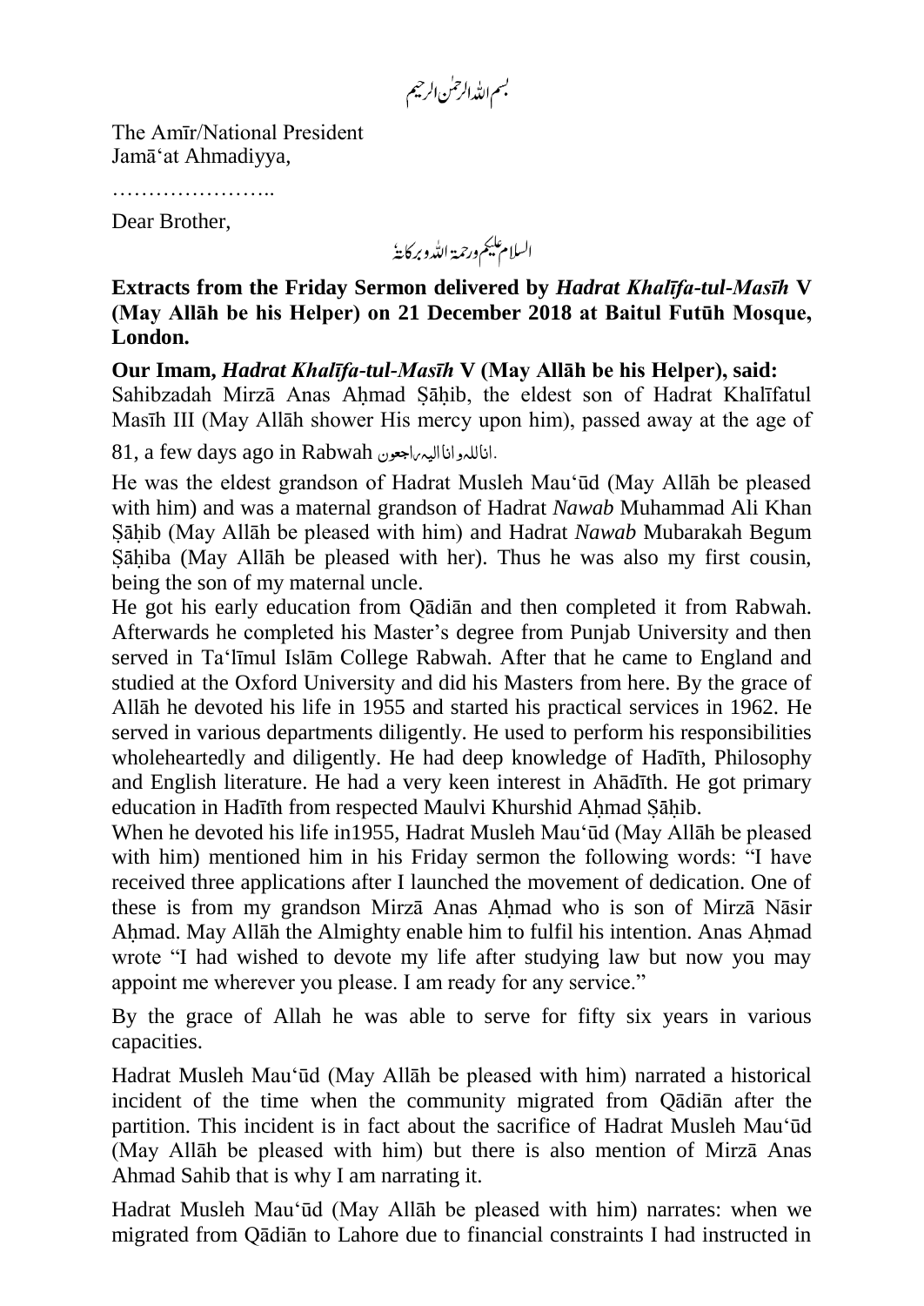بسم اللہ الرحمٰن الرحیم

The Amīr/National President
Jamā'at Ahmadiyya,

…………………..

Dear Brother,

السلام علیکم ورحمۃ اللہ وبرکاتہٗ

**Extracts from the Friday Sermon delivered by *Hadrat Khalīfa-tul-Masīh* V (May Allāh be his Helper) on 21 December 2018 at Baitul Futūh Mosque, London.**

**Our Imam, *Hadrat Khalīfa-tul-Masīh* V (May Allāh be his Helper), said:**
Sahibzadah Mirzā Anas Aḥmad Ṣāḥib, the eldest son of Hadrat Khalīfatul Masīh III (May Allāh shower His mercy upon him), passed away at the age of 81, a few days ago in Rabwah اناللہ وانا الیہ راجعون.

He was the eldest grandson of Hadrat Musleh Mau'ūd (May Allāh be pleased with him) and was a maternal grandson of Hadrat *Nawab* Muhammad Ali Khan Ṣāḥib (May Allāh be pleased with him) and Hadrat *Nawab* Mubarakah Begum Ṣāḥiba (May Allāh be pleased with her). Thus he was also my first cousin, being the son of my maternal uncle.

He got his early education from Qādiān and then completed it from Rabwah. Afterwards he completed his Master's degree from Punjab University and then served in Ta'līmul Islām College Rabwah. After that he came to England and studied at the Oxford University and did his Masters from here. By the grace of Allāh he devoted his life in 1955 and started his practical services in 1962. He served in various departments diligently. He used to perform his responsibilities wholeheartedly and diligently. He had deep knowledge of Hadīth, Philosophy and English literature. He had a very keen interest in Ahādīth. He got primary education in Hadīth from respected Maulvi Khurshid Aḥmad Ṣāḥib.

When he devoted his life in1955, Hadrat Musleh Mau'ūd (May Allāh be pleased with him) mentioned him in his Friday sermon the following words: "I have received three applications after I launched the movement of dedication. One of these is from my grandson Mirzā Anas Aḥmad who is son of Mirzā Nāsir Aḥmad. May Allāh the Almighty enable him to fulfil his intention. Anas Aḥmad wrote "I had wished to devote my life after studying law but now you may appoint me wherever you please. I am ready for any service."

By the grace of Allah he was able to serve for fifty six years in various capacities.

Hadrat Musleh Mau'ūd (May Allāh be pleased with him) narrated a historical incident of the time when the community migrated from Qādiān after the partition. This incident is in fact about the sacrifice of Hadrat Musleh Mau'ūd (May Allāh be pleased with him) but there is also mention of Mirzā Anas Ahmad Sahib that is why I am narrating it.

Hadrat Musleh Mau'ūd (May Allāh be pleased with him) narrates: when we migrated from Qādiān to Lahore due to financial constraints I had instructed in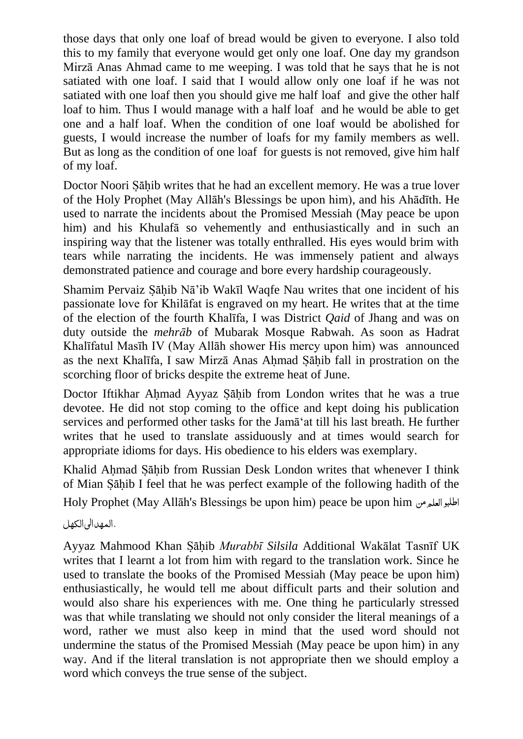those days that only one loaf of bread would be given to everyone. I also told this to my family that everyone would get only one loaf. One day my grandson Mirzā Anas Ahmad came to me weeping. I was told that he says that he is not satiated with one loaf. I said that I would allow only one loaf if he was not satiated with one loaf then you should give me half loaf and give the other half loaf to him. Thus I would manage with a half loaf and he would be able to get one and a half loaf. When the condition of one loaf would be abolished for guests, I would increase the number of loafs for my family members as well. But as long as the condition of one loaf for guests is not removed, give him half of my loaf.

Doctor Noori Ṣāḥib writes that he had an excellent memory. He was a true lover of the Holy Prophet (May Allāh's Blessings be upon him), and his Ahādīth. He used to narrate the incidents about the Promised Messiah (May peace be upon him) and his Khulafā so vehemently and enthusiastically and in such an inspiring way that the listener was totally enthralled. His eyes would brim with tears while narrating the incidents. He was immensely patient and always demonstrated patience and courage and bore every hardship courageously.

Shamim Pervaiz Ṣāḥib Nā'ib Wakīl Waqfe Nau writes that one incident of his passionate love for Khilāfat is engraved on my heart. He writes that at the time of the election of the fourth Khalīfa, I was District *Qaid* of Jhang and was on duty outside the *mehrāb* of Mubarak Mosque Rabwah. As soon as Hadrat Khalīfatul Masīh IV (May Allāh shower His mercy upon him) was announced as the next Khalīfa, I saw Mirzā Anas Aḥmad Ṣāḥib fall in prostration on the scorching floor of bricks despite the extreme heat of June.

Doctor Iftikhar Aḥmad Ayyaz Ṣāḥib from London writes that he was a true devotee. He did not stop coming to the office and kept doing his publication services and performed other tasks for the Jamā'at till his last breath. He further writes that he used to translate assiduously and at times would search for appropriate idioms for days. His obedience to his elders was exemplary.

Khalid Aḥmad Ṣāḥib from Russian Desk London writes that whenever I think of Mian Ṣāḥib I feel that he was perfect example of the following hadith of the Holy Prophet (May Allāh's Blessings be upon him) peace be upon him اطلبوا العلم من المهد الی الکهل.

Ayyaz Mahmood Khan Ṣāḥib *Murabbī Silsila* Additional Wakālat Tasnīf UK writes that I learnt a lot from him with regard to the translation work. Since he used to translate the books of the Promised Messiah (May peace be upon him) enthusiastically, he would tell me about difficult parts and their solution and would also share his experiences with me. One thing he particularly stressed was that while translating we should not only consider the literal meanings of a word, rather we must also keep in mind that the used word should not undermine the status of the Promised Messiah (May peace be upon him) in any way. And if the literal translation is not appropriate then we should employ a word which conveys the true sense of the subject.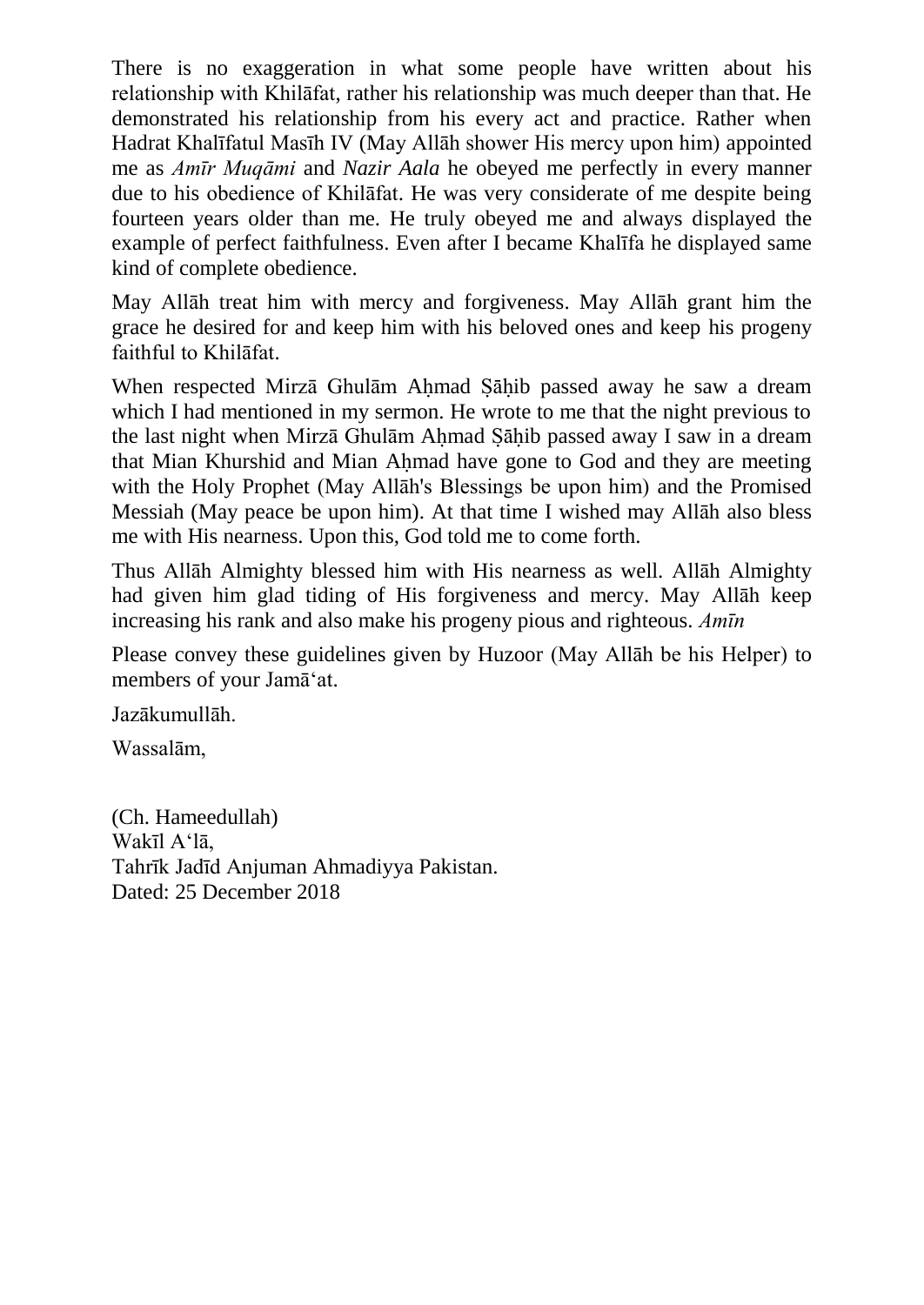There is no exaggeration in what some people have written about his relationship with Khilāfat, rather his relationship was much deeper than that. He demonstrated his relationship from his every act and practice. Rather when Hadrat Khalīfatul Masīh IV (May Allāh shower His mercy upon him) appointed me as *Amīr Muqāmi* and *Nazir Aala* he obeyed me perfectly in every manner due to his obedience of Khilāfat. He was very considerate of me despite being fourteen years older than me. He truly obeyed me and always displayed the example of perfect faithfulness. Even after I became Khalīfa he displayed same kind of complete obedience.

May Allāh treat him with mercy and forgiveness. May Allāh grant him the grace he desired for and keep him with his beloved ones and keep his progeny faithful to Khilāfat.

When respected Mirzā Ghulām Aḥmad Ṣāḥib passed away he saw a dream which I had mentioned in my sermon. He wrote to me that the night previous to the last night when Mirzā Ghulām Aḥmad Ṣāḥib passed away I saw in a dream that Mian Khurshid and Mian Aḥmad have gone to God and they are meeting with the Holy Prophet (May Allāh's Blessings be upon him) and the Promised Messiah (May peace be upon him). At that time I wished may Allāh also bless me with His nearness. Upon this, God told me to come forth.

Thus Allāh Almighty blessed him with His nearness as well. Allāh Almighty had given him glad tiding of His forgiveness and mercy. May Allāh keep increasing his rank and also make his progeny pious and righteous. *Amīn*

Please convey these guidelines given by Huzoor (May Allāh be his Helper) to members of your Jamā'at.

Jazākumullāh.

Wassalām,

(Ch. Hameedullah)
Wakīl A'lā,
Tahrīk Jadīd Anjuman Ahmadiyya Pakistan.
Dated: 25 December 2018